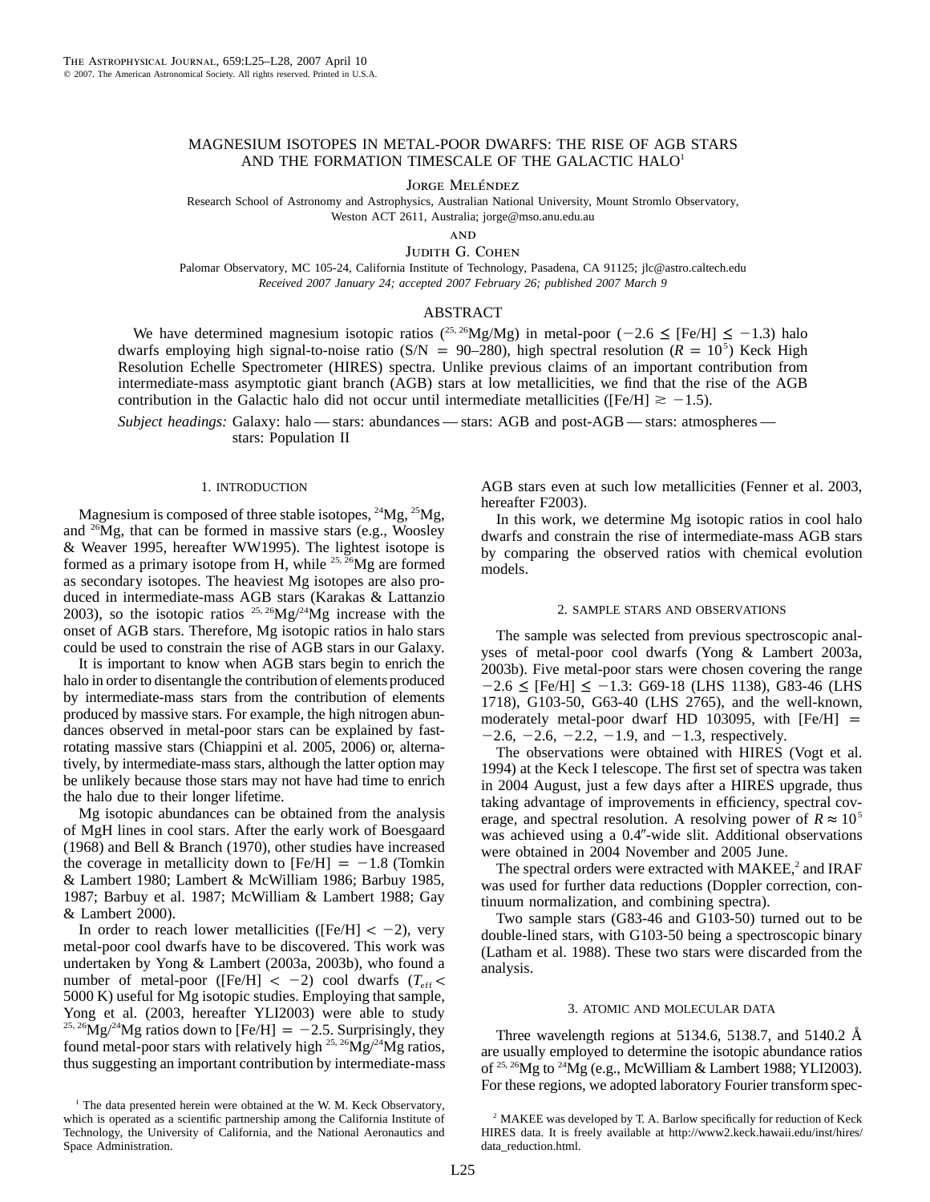# MAGNESIUM ISOTOPES IN METAL-POOR DWARFS: THE RISE OF AGB STARS AND THE FORMATION TIMESCALE OF THE GALACTIC HALO[1]

Jorge Meléndez

Research School of Astronomy and Astrophysics, Australian National University, Mount Stromlo Observatory, Weston ACT 2611, Australia; jorge@mso.anu.edu.au

and

Judith G. Cohen

Palomar Observatory, MC 105-24, California Institute of Technology, Pasadena, CA 91125; jlc@astro.caltech.edu

*Received 2007 January 24; accepted 2007 February 26; published 2007 March 9*

## ABSTRACT

We have determined magnesium isotopic ratios ($^{25,26}$Mg/Mg) in metal-poor ($-2.6 \le$ [Fe/H] $\le -1.3$) halo dwarfs employing high signal-to-noise ratio (S/N = 90–280), high spectral resolution ($R = 10^5$) Keck High Resolution Echelle Spectrometer (HIRES) spectra. Unlike previous claims of an important contribution from intermediate-mass asymptotic giant branch (AGB) stars at low metallicities, we find that the rise of the AGB contribution in the Galactic halo did not occur until intermediate metallicities ([Fe/H] $\gtrsim -1.5$).

*Subject headings:* Galaxy: halo — stars: abundances — stars: AGB and post-AGB — stars: atmospheres — stars: Population II

## 1. INTRODUCTION

Magnesium is composed of three stable isotopes, $^{24}$Mg, $^{25}$Mg, and $^{26}$Mg, that can be formed in massive stars (e.g., Woosley & Weaver 1995, hereafter WW1995). The lightest isotope is formed as a primary isotope from H, while $^{25,26}$Mg are formed as secondary isotopes. The heaviest Mg isotopes are also produced in intermediate-mass AGB stars (Karakas & Lattanzio 2003), so the isotopic ratios $^{25,26}$Mg/$^{24}$Mg increase with the onset of AGB stars. Therefore, Mg isotopic ratios in halo stars could be used to constrain the rise of AGB stars in our Galaxy.

It is important to know when AGB stars begin to enrich the halo in order to disentangle the contribution of elements produced by intermediate-mass stars from the contribution of elements produced by massive stars. For example, the high nitrogen abundances observed in metal-poor stars can be explained by fast-rotating massive stars (Chiappini et al. 2005, 2006) or, alternatively, by intermediate-mass stars, although the latter option may be unlikely because those stars may not have had time to enrich the halo due to their longer lifetime.

Mg isotopic abundances can be obtained from the analysis of MgH lines in cool stars. After the early work of Boesgaard (1968) and Bell & Branch (1970), other studies have increased the coverage in metallicity down to [Fe/H] = $-1.8$ (Tomkin & Lambert 1980; Lambert & McWilliam 1986; Barbuy 1985, 1987; Barbuy et al. 1987; McWilliam & Lambert 1988; Gay & Lambert 2000).

In order to reach lower metallicities ([Fe/H] $< -2$), very metal-poor cool dwarfs have to be discovered. This work was undertaken by Yong & Lambert (2003a, 2003b), who found a number of metal-poor ([Fe/H] $< -2$) cool dwarfs ($T_{\rm eff} <$ 5000 K) useful for Mg isotopic studies. Employing that sample, Yong et al. (2003, hereafter YLI2003) were able to study $^{25,26}$Mg/$^{24}$Mg ratios down to [Fe/H] = $-2.5$. Surprisingly, they found metal-poor stars with relatively high $^{25,26}$Mg/$^{24}$Mg ratios, thus suggesting an important contribution by intermediate-mass AGB stars even at such low metallicities (Fenner et al. 2003, hereafter F2003).

In this work, we determine Mg isotopic ratios in cool halo dwarfs and constrain the rise of intermediate-mass AGB stars by comparing the observed ratios with chemical evolution models.

## 2. SAMPLE STARS AND OBSERVATIONS

The sample was selected from previous spectroscopic analyses of metal-poor cool dwarfs (Yong & Lambert 2003a, 2003b). Five metal-poor stars were chosen covering the range $-2.6 \le$ [Fe/H] $\le -1.3$: G69-18 (LHS 1138), G83-46 (LHS 1718), G103-50, G63-40 (LHS 2765), and the well-known, moderately metal-poor dwarf HD 103095, with [Fe/H] = $-2.6$, $-2.6$, $-2.2$, $-1.9$, and $-1.3$, respectively.

The observations were obtained with HIRES (Vogt et al. 1994) at the Keck I telescope. The first set of spectra was taken in 2004 August, just a few days after a HIRES upgrade, thus taking advantage of improvements in efficiency, spectral coverage, and spectral resolution. A resolving power of $R \approx 10^5$ was achieved using a 0.4″-wide slit. Additional observations were obtained in 2004 November and 2005 June.

The spectral orders were extracted with MAKEE,[2] and IRAF was used for further data reductions (Doppler correction, continuum normalization, and combining spectra).

Two sample stars (G83-46 and G103-50) turned out to be double-lined stars, with G103-50 being a spectroscopic binary (Latham et al. 1988). These two stars were discarded from the analysis.

## 3. ATOMIC AND MOLECULAR DATA

Three wavelength regions at 5134.6, 5138.7, and 5140.2 Å are usually employed to determine the isotopic abundance ratios of $^{25,26}$Mg to $^{24}$Mg (e.g., McWilliam & Lambert 1988; YLI2003). For these regions, we adopted laboratory Fourier transform spec-

[1] The data presented herein were obtained at the W. M. Keck Observatory, which is operated as a scientific partnership among the California Institute of Technology, the University of California, and the National Aeronautics and Space Administration.

[2] MAKEE was developed by T. A. Barlow specifically for reduction of Keck HIRES data. It is freely available at http://www2.keck.hawaii.edu/inst/hires/data_reduction.html.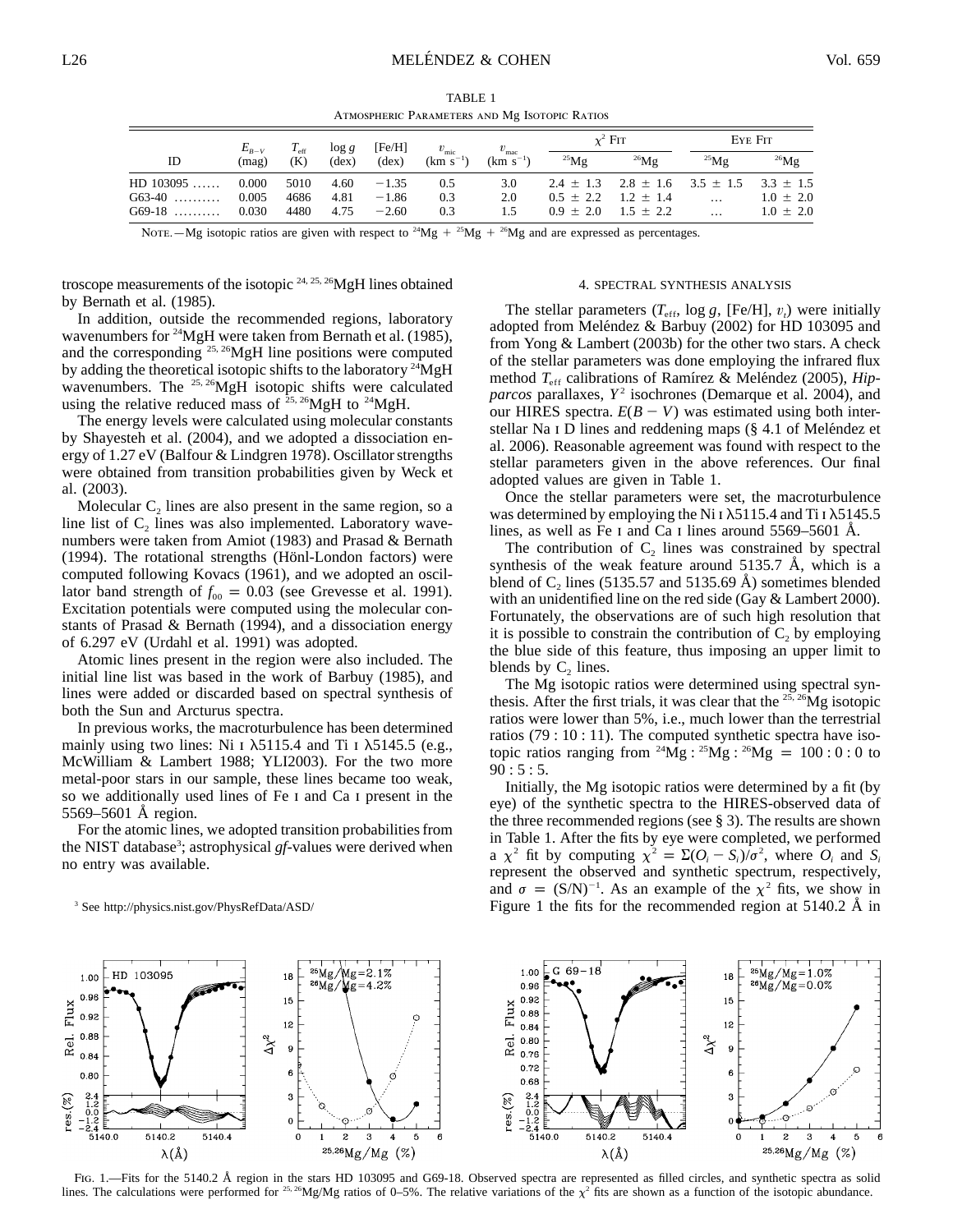TABLE 1
ATMOSPHERIC PARAMETERS AND Mg ISOTOPIC RATIOS

| ID | $E_{B-V}$ (mag) | $T_{\rm eff}$ (K) | log $g$ (dex) | [Fe/H] (dex) | $v_{\rm mic}$ (km s$^{-1}$) | $v_{\rm mac}$ (km s$^{-1}$) | $\chi^2$ FIT $^{25}$Mg | $\chi^2$ FIT $^{26}$Mg | EYE FIT $^{25}$Mg | EYE FIT $^{26}$Mg |
|---|---|---|---|---|---|---|---|---|---|---|
| HD 103095 ...... | 0.000 | 5010 | 4.60 | −1.35 | 0.5 | 3.0 | 2.4 ± 1.3 | 2.8 ± 1.6 | 3.5 ± 1.5 | 3.3 ± 1.5 |
| G63-40 .......... | 0.005 | 4686 | 4.81 | −1.86 | 0.3 | 2.0 | 0.5 ± 2.2 | 1.2 ± 1.4 | ... | 1.0 ± 2.0 |
| G69-18 .......... | 0.030 | 4480 | 4.75 | −2.60 | 0.3 | 1.5 | 0.9 ± 2.0 | 1.5 ± 2.2 | ... | 1.0 ± 2.0 |

NOTE.—Mg isotopic ratios are given with respect to $^{24}$Mg + $^{25}$Mg + $^{26}$Mg and are expressed as percentages.

troscope measurements of the isotopic $^{24,25,26}$MgH lines obtained by Bernath et al. (1985).

In addition, outside the recommended regions, laboratory wavenumbers for $^{24}$MgH were taken from Bernath et al. (1985), and the corresponding $^{25,26}$MgH line positions were computed by adding the theoretical isotopic shifts to the laboratory $^{24}$MgH wavenumbers. The $^{25,26}$MgH isotopic shifts were calculated using the relative reduced mass of $^{25,26}$MgH to $^{24}$MgH.

The energy levels were calculated using molecular constants by Shayesteh et al. (2004), and we adopted a dissociation energy of 1.27 eV (Balfour & Lindgren 1978). Oscillator strengths were obtained from transition probabilities given by Weck et al. (2003).

Molecular $C_2$ lines are also present in the same region, so a line list of $C_2$ lines was also implemented. Laboratory wavenumbers were taken from Amiot (1983) and Prasad & Bernath (1994). The rotational strengths (Hönl-London factors) were computed following Kovacs (1961), and we adopted an oscillator band strength of $f_{00} = 0.03$ (see Grevesse et al. 1991). Excitation potentials were computed using the molecular constants of Prasad & Bernath (1994), and a dissociation energy of 6.297 eV (Urdahl et al. 1991) was adopted.

Atomic lines present in the region were also included. The initial line list was based in the work of Barbuy (1985), and lines were added or discarded based on spectral synthesis of both the Sun and Arcturus spectra.

In previous works, the macroturbulence has been determined mainly using two lines: Ni I λ5115.4 and Ti I λ5145.5 (e.g., McWilliam & Lambert 1988; YLI2003). For the two more metal-poor stars in our sample, these lines became too weak, so we additionally used lines of Fe I and Ca I present in the 5569–5601 Å region.

For the atomic lines, we adopted transition probabilities from the NIST database[3]; astrophysical *gf*-values were derived when no entry was available.

[3] See http://physics.nist.gov/PhysRefData/ASD/

## 4. SPECTRAL SYNTHESIS ANALYSIS

The stellar parameters ($T_{\rm eff}$, log $g$, [Fe/H], $v_t$) were initially adopted from Meléndez & Barbuy (2002) for HD 103095 and from Yong & Lambert (2003b) for the other two stars. A check of the stellar parameters was done employing the infrared flux method $T_{\rm eff}$ calibrations of Ramírez & Meléndez (2005), *Hipparcos* parallaxes, $Y^2$ isochrones (Demarque et al. 2004), and our HIRES spectra. $E(B-V)$ was estimated using both interstellar Na I D lines and reddening maps (§ 4.1 of Meléndez et al. 2006). Reasonable agreement was found with respect to the stellar parameters given in the above references. Our final adopted values are given in Table 1.

Once the stellar parameters were set, the macroturbulence was determined by employing the Ni I λ5115.4 and Ti I λ5145.5 lines, as well as Fe I and Ca I lines around 5569–5601 Å.

The contribution of $C_2$ lines was constrained by spectral synthesis of the weak feature around 5135.7 Å, which is a blend of $C_2$ lines (5135.57 and 5135.69 Å) sometimes blended with an unidentified line on the red side (Gay & Lambert 2000). Fortunately, the observations are of such high resolution that it is possible to constrain the contribution of $C_2$ by employing the blue side of this feature, thus imposing an upper limit to blends by $C_2$ lines.

The Mg isotopic ratios were determined using spectral synthesis. After the first trials, it was clear that the $^{25,26}$Mg isotopic ratios were lower than 5%, i.e., much lower than the terrestrial ratios (79 : 10 : 11). The computed synthetic spectra have isotopic ratios ranging from $^{24}$Mg : $^{25}$Mg : $^{26}$Mg = 100 : 0 : 0 to 90 : 5 : 5.

Initially, the Mg isotopic ratios were determined by a fit (by eye) of the synthetic spectra to the HIRES-observed data of the three recommended regions (see § 3). The results are shown in Table 1. After the fits by eye were completed, we performed a $\chi^2$ fit by computing $\chi^2 = \Sigma(O_i - S_i)/\sigma^2$, where $O_i$ and $S_i$ represent the observed and synthetic spectrum, respectively, and $\sigma = (S/N)^{-1}$. As an example of the $\chi^2$ fits, we show in Figure 1 the fits for the recommended region at 5140.2 Å in

FIG. 1.—Fits for the 5140.2 Å region in the stars HD 103095 and G69-18. Observed spectra are represented as filled circles, and synthetic spectra as solid lines. The calculations were performed for $^{25,26}$Mg/Mg ratios of 0–5%. The relative variations of the $\chi^2$ fits are shown as a function of the isotopic abundance.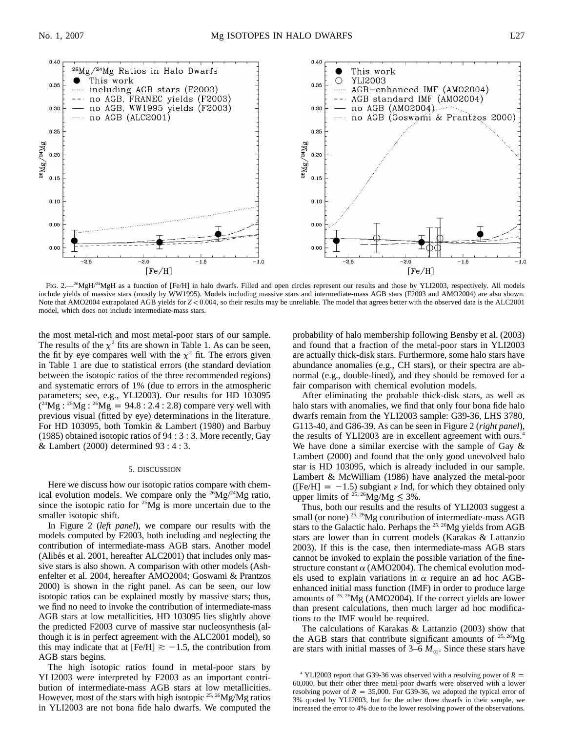Fig. 2.—$^{26}$MgH/$^{24}$MgH as a function of [Fe/H] in halo dwarfs. Filled and open circles represent our results and those by YLI2003, respectively. All models include yields of massive stars (mostly by WW1995). Models including massive stars and intermediate-mass AGB stars (F2003 and AMO2004) are also shown. Note that AMO2004 extrapolated AGB yields for $Z < 0.004$, so their results may be unreliable. The model that agrees better with the observed data is the ALC2001 model, which does not include intermediate-mass stars.

the most metal-rich and most metal-poor stars of our sample. The results of the $\chi^2$ fits are shown in Table 1. As can be seen, the fit by eye compares well with the $\chi^2$ fit. The errors given in Table 1 are due to statistical errors (the standard deviation between the isotopic ratios of the three recommended regions) and systematic errors of 1% (due to errors in the atmospheric parameters; see, e.g., YLI2003). Our results for HD 103095 ($^{24}$Mg : $^{25}$Mg : $^{26}$Mg = 94.8 : 2.4 : 2.8) compare very well with previous visual (fitted by eye) determinations in the literature. For HD 103095, both Tomkin & Lambert (1980) and Barbuy (1985) obtained isotopic ratios of 94 : 3 : 3. More recently, Gay & Lambert (2000) determined 93 : 4 : 3.

## 5. DISCUSSION

Here we discuss how our isotopic ratios compare with chemical evolution models. We compare only the $^{26}$Mg/$^{24}$Mg ratio, since the isotopic ratio for $^{25}$Mg is more uncertain due to the smaller isotopic shift.

In Figure 2 (*left panel*), we compare our results with the models computed by F2003, both including and neglecting the contribution of intermediate-mass AGB stars. Another model (Alibés et al. 2001, hereafter ALC2001) that includes only massive stars is also shown. A comparison with other models (Ashenfelter et al. 2004, hereafter AMO2004; Goswami & Prantzos 2000) is shown in the right panel. As can be seen, our low isotopic ratios can be explained mostly by massive stars; thus, we find no need to invoke the contribution of intermediate-mass AGB stars at low metallicities. HD 103095 lies slightly above the predicted F2003 curve of massive star nucleosynthesis (although it is in perfect agreement with the ALC2001 model), so this may indicate that at [Fe/H] $\gtrsim -1.5$, the contribution from AGB stars begins.

The high isotopic ratios found in metal-poor stars by YLI2003 were interpreted by F2003 as an important contribution of intermediate-mass AGB stars at low metallicities. However, most of the stars with high isotopic $^{25,26}$Mg/Mg ratios in YLI2003 are not bona fide halo dwarfs. We computed the probability of halo membership following Bensby et al. (2003) and found that a fraction of the metal-poor stars in YLI2003 are actually thick-disk stars. Furthermore, some halo stars have abundance anomalies (e.g., CH stars), or their spectra are abnormal (e.g., double-lined), and they should be removed for a fair comparison with chemical evolution models.

After eliminating the probable thick-disk stars, as well as halo stars with anomalies, we find that only four bona fide halo dwarfs remain from the YLI2003 sample: G39-36, LHS 3780, G113-40, and G86-39. As can be seen in Figure 2 (*right panel*), the results of YLI2003 are in excellent agreement with ours.[4] We have done a similar exercise with the sample of Gay & Lambert (2000) and found that the only good unevolved halo star is HD 103095, which is already included in our sample. Lambert & McWilliam (1986) have analyzed the metal-poor ([Fe/H] = $-1.5$) subgiant $\nu$ Ind, for which they obtained only upper limits of $^{25,26}$Mg/Mg $\leq$ 3%.

Thus, both our results and the results of YLI2003 suggest a small (or none) $^{25,26}$Mg contribution of intermediate-mass AGB stars to the Galactic halo. Perhaps the $^{25,26}$Mg yields from AGB stars are lower than in current models (Karakas & Lattanzio 2003). If this is the case, then intermediate-mass AGB stars cannot be invoked to explain the possible variation of the fine-structure constant $\alpha$ (AMO2004). The chemical evolution models used to explain variations in $\alpha$ require an ad hoc AGB-enhanced initial mass function (IMF) in order to produce large amounts of $^{25,26}$Mg (AMO2004). If the correct yields are lower than present calculations, then much larger ad hoc modifications to the IMF would be required.

The calculations of Karakas & Lattanzio (2003) show that the AGB stars that contribute significant amounts of $^{25,26}$Mg are stars with initial masses of 3–6 $M_\odot$. Since these stars have

[4] YLI2003 report that G39-36 was observed with a resolving power of $R$ = 60,000, but their other three metal-poor dwarfs were observed with a lower resolving power of $R$ = 35,000. For G39-36, we adopted the typical error of 3% quoted by YLI2003, but for the other three dwarfs in their sample, we increased the error to 4% due to the lower resolving power of the observations.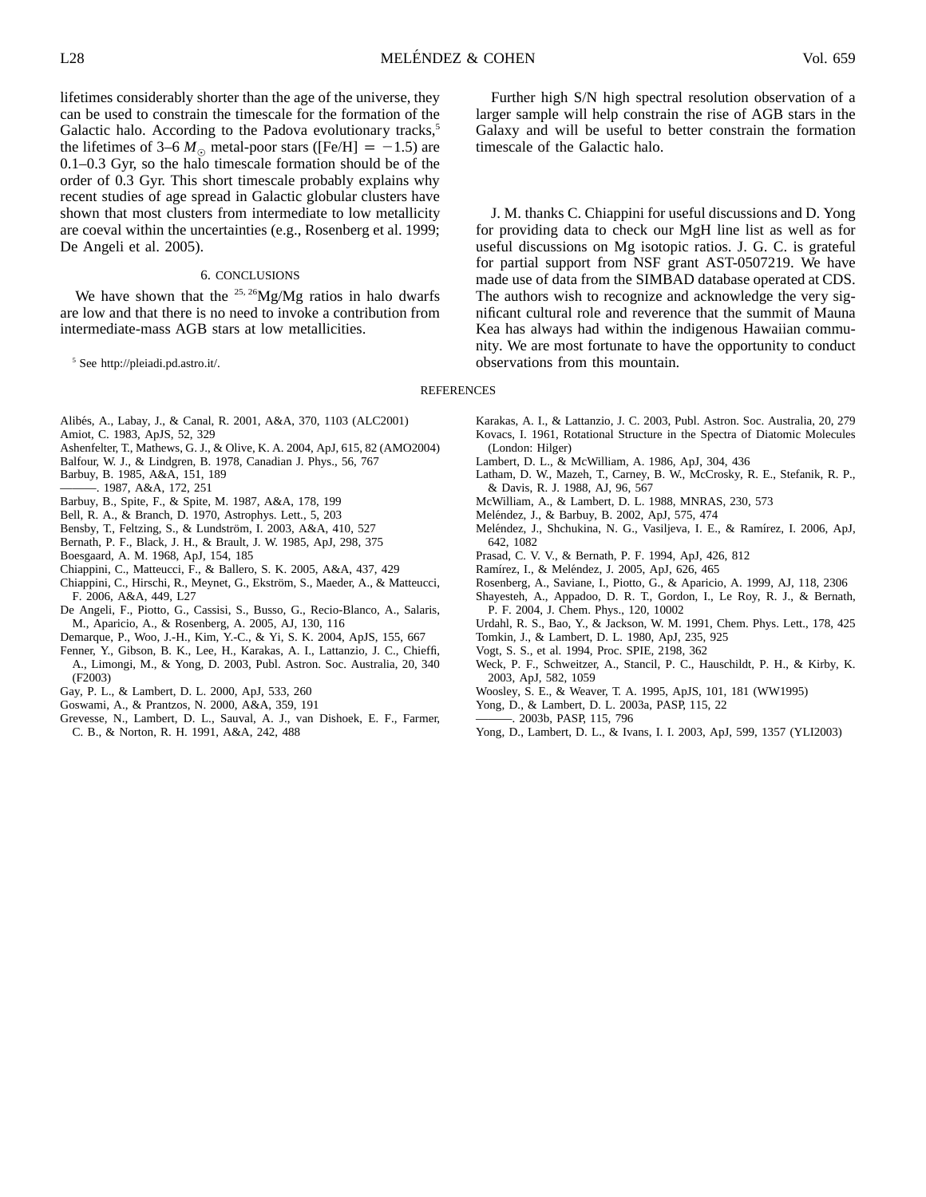lifetimes considerably shorter than the age of the universe, they can be used to constrain the timescale for the formation of the Galactic halo. According to the Padova evolutionary tracks,[5] the lifetimes of 3–6 $M_\odot$ metal-poor stars ([Fe/H] $= -1.5$) are 0.1–0.3 Gyr, so the halo timescale formation should be of the order of 0.3 Gyr. This short timescale probably explains why recent studies of age spread in Galactic globular clusters have shown that most clusters from intermediate to low metallicity are coeval within the uncertainties (e.g., Rosenberg et al. 1999; De Angeli et al. 2005).

## 6. CONCLUSIONS

We have shown that the $^{25,26}$Mg/Mg ratios in halo dwarfs are low and that there is no need to invoke a contribution from intermediate-mass AGB stars at low metallicities.

Further high S/N high spectral resolution observation of a larger sample will help constrain the rise of AGB stars in the Galaxy and will be useful to better constrain the formation timescale of the Galactic halo.

[5] See http://pleiadi.pd.astro.it/.

J. M. thanks C. Chiappini for useful discussions and D. Yong for providing data to check our MgH line list as well as for useful discussions on Mg isotopic ratios. J. G. C. is grateful for partial support from NSF grant AST-0507219. We have made use of data from the SIMBAD database operated at CDS. The authors wish to recognize and acknowledge the very significant cultural role and reverence that the summit of Mauna Kea has always had within the indigenous Hawaiian community. We are most fortunate to have the opportunity to conduct observations from this mountain.

## REFERENCES

Alibés, A., Labay, J., & Canal, R. 2001, A&A, 370, 1103 (ALC2001)
Amiot, C. 1983, ApJS, 52, 329
Ashenfelter, T., Mathews, G. J., & Olive, K. A. 2004, ApJ, 615, 82 (AMO2004)
Balfour, W. J., & Lindgren, B. 1978, Canadian J. Phys., 56, 767
Barbuy, B. 1985, A&A, 151, 189
———. 1987, A&A, 172, 251
Barbuy, B., Spite, F., & Spite, M. 1987, A&A, 178, 199
Bell, R. A., & Branch, D. 1970, Astrophys. Lett., 5, 203
Bensby, T., Feltzing, S., & Lundström, I. 2003, A&A, 410, 527
Bernath, P. F., Black, J. H., & Brault, J. W. 1985, ApJ, 298, 375
Boesgaard, A. M. 1968, ApJ, 154, 185
Chiappini, C., Matteucci, F., & Ballero, S. K. 2005, A&A, 437, 429
Chiappini, C., Hirschi, R., Meynet, G., Ekström, S., Maeder, A., & Matteucci, F. 2006, A&A, 449, L27
De Angeli, F., Piotto, G., Cassisi, S., Busso, G., Recio-Blanco, A., Salaris, M., Aparicio, A., & Rosenberg, A. 2005, AJ, 130, 116
Demarque, P., Woo, J.-H., Kim, Y.-C., & Yi, S. K. 2004, ApJS, 155, 667
Fenner, Y., Gibson, B. K., Lee, H., Karakas, A. I., Lattanzio, J. C., Chieffi, A., Limongi, M., & Yong, D. 2003, Publ. Astron. Soc. Australia, 20, 340 (F2003)
Gay, P. L., & Lambert, D. L. 2000, ApJ, 533, 260
Goswami, A., & Prantzos, N. 2000, A&A, 359, 191
Grevesse, N., Lambert, D. L., Sauval, A. J., van Dishoek, E. F., Farmer, C. B., & Norton, R. H. 1991, A&A, 242, 488
Karakas, A. I., & Lattanzio, J. C. 2003, Publ. Astron. Soc. Australia, 20, 279
Kovacs, I. 1961, Rotational Structure in the Spectra of Diatomic Molecules (London: Hilger)
Lambert, D. L., & McWilliam, A. 1986, ApJ, 304, 436
Latham, D. W., Mazeh, T., Carney, B. W., McCrosky, R. E., Stefanik, R. P., & Davis, R. J. 1988, AJ, 96, 567
McWilliam, A., & Lambert, D. L. 1988, MNRAS, 230, 573
Meléndez, J., & Barbuy, B. 2002, ApJ, 575, 474
Meléndez, J., Shchukina, N. G., Vasiljeva, I. E., & Ramírez, I. 2006, ApJ, 642, 1082
Prasad, C. V. V., & Bernath, P. F. 1994, ApJ, 426, 812
Ramírez, I., & Meléndez, J. 2005, ApJ, 626, 465
Rosenberg, A., Saviane, I., Piotto, G., & Aparicio, A. 1999, AJ, 118, 2306
Shayesteh, A., Appadoo, D. R. T., Gordon, I., Le Roy, R. J., & Bernath, P. F. 2004, J. Chem. Phys., 120, 10002
Urdahl, R. S., Bao, Y., & Jackson, W. M. 1991, Chem. Phys. Lett., 178, 425
Tomkin, J., & Lambert, D. L. 1980, ApJ, 235, 925
Vogt, S. S., et al. 1994, Proc. SPIE, 2198, 362
Weck, P. F., Schweitzer, A., Stancil, P. C., Hauschildt, P. H., & Kirby, K. 2003, ApJ, 582, 1059
Woosley, S. E., & Weaver, T. A. 1995, ApJS, 101, 181 (WW1995)
Yong, D., & Lambert, D. L. 2003a, PASP, 115, 22
———. 2003b, PASP, 115, 796
Yong, D., Lambert, D. L., & Ivans, I. I. 2003, ApJ, 599, 1357 (YLI2003)